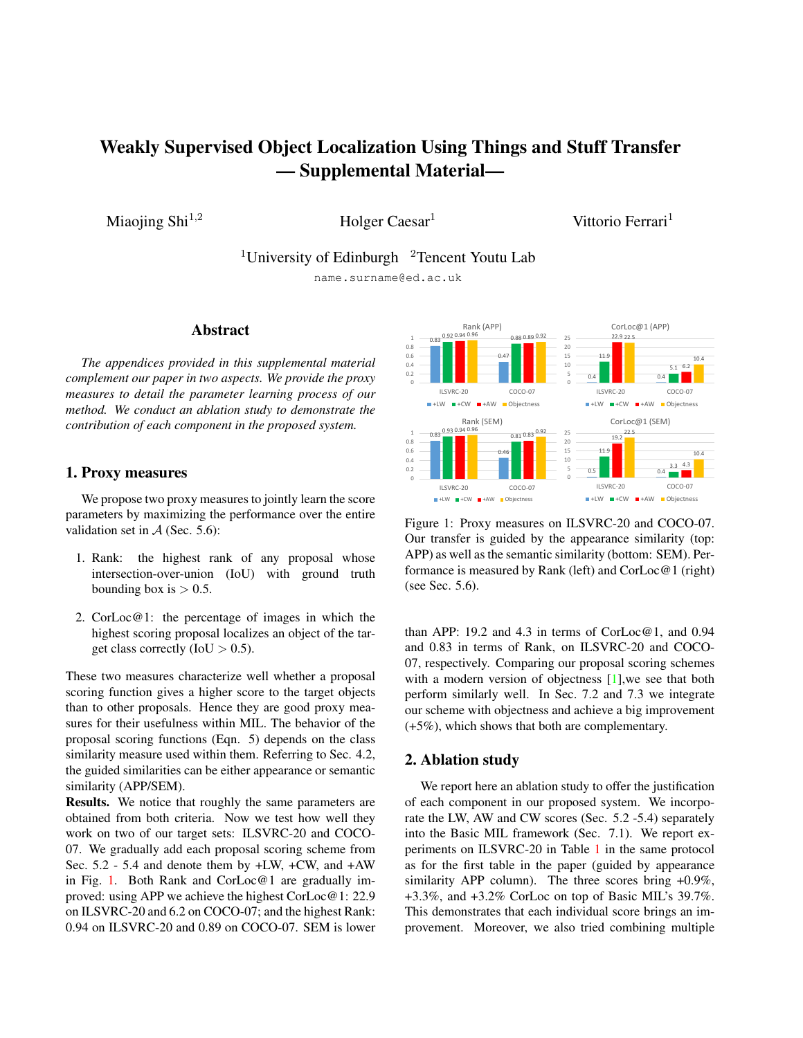# Weakly Supervised Object Localization Using Things and Stuff Transfer — Supplemental Material—

Miaojing Shi[1,2] Holger Caesar[1] Vittorio Ferrari[1]

[1]University of Edinburgh [2]Tencent Youtu Lab

name.surname@ed.ac.uk

## Abstract

*The appendices provided in this supplemental material complement our paper in two aspects. We provide the proxy measures to detail the parameter learning process of our method. We conduct an ablation study to demonstrate the contribution of each component in the proposed system.*

## 1. Proxy measures

We propose two proxy measures to jointly learn the score parameters by maximizing the performance over the entire validation set in $\mathcal{A}$ (Sec. 5.6):

1. Rank: the highest rank of any proposal whose intersection-over-union (IoU) with ground truth bounding box is $> 0.5$.
2. CorLoc@1: the percentage of images in which the highest scoring proposal localizes an object of the target class correctly (IoU $> 0.5$).

These two measures characterize well whether a proposal scoring function gives a higher score to the target objects than to other proposals. Hence they are good proxy measures for their usefulness within MIL. The behavior of the proposal scoring functions (Eqn. 5) depends on the class similarity measure used within them. Referring to Sec. 4.2, the guided similarities can be either appearance or semantic similarity (APP/SEM).

**Results.** We notice that roughly the same parameters are obtained from both criteria. Now we test how well they work on two of our target sets: ILSVRC-20 and COCO-07. We gradually add each proposal scoring scheme from Sec. 5.2 - 5.4 and denote them by +LW, +CW, and +AW in Fig. 1. Both Rank and CorLoc@1 are gradually improved: using APP we achieve the highest CorLoc@1: 22.9 on ILSVRC-20 and 6.2 on COCO-07; and the highest Rank: 0.94 on ILSVRC-20 and 0.89 on COCO-07. SEM is lower than APP: 19.2 and 4.3 in terms of CorLoc@1, and 0.94 and 0.83 in terms of Rank, on ILSVRC-20 and COCO-07, respectively. Comparing our proposal scoring schemes with a modern version of objectness [1],we see that both perform similarly well. In Sec. 7.2 and 7.3 we integrate our scheme with objectness and achieve a big improvement (+5%), which shows that both are complementary.

Figure 1: Proxy measures on ILSVRC-20 and COCO-07. Our transfer is guided by the appearance similarity (top: APP) as well as the semantic similarity (bottom: SEM). Performance is measured by Rank (left) and CorLoc@1 (right) (see Sec. 5.6).

## 2. Ablation study

We report here an ablation study to offer the justification of each component in our proposed system. We incorporate the LW, AW and CW scores (Sec. 5.2 -5.4) separately into the Basic MIL framework (Sec. 7.1). We report experiments on ILSVRC-20 in Table 1 in the same protocol as for the first table in the paper (guided by appearance similarity APP column). The three scores bring +0.9%, +3.3%, and +3.2% CorLoc on top of Basic MIL's 39.7%. This demonstrates that each individual score brings an improvement. Moreover, we also tried combining multiple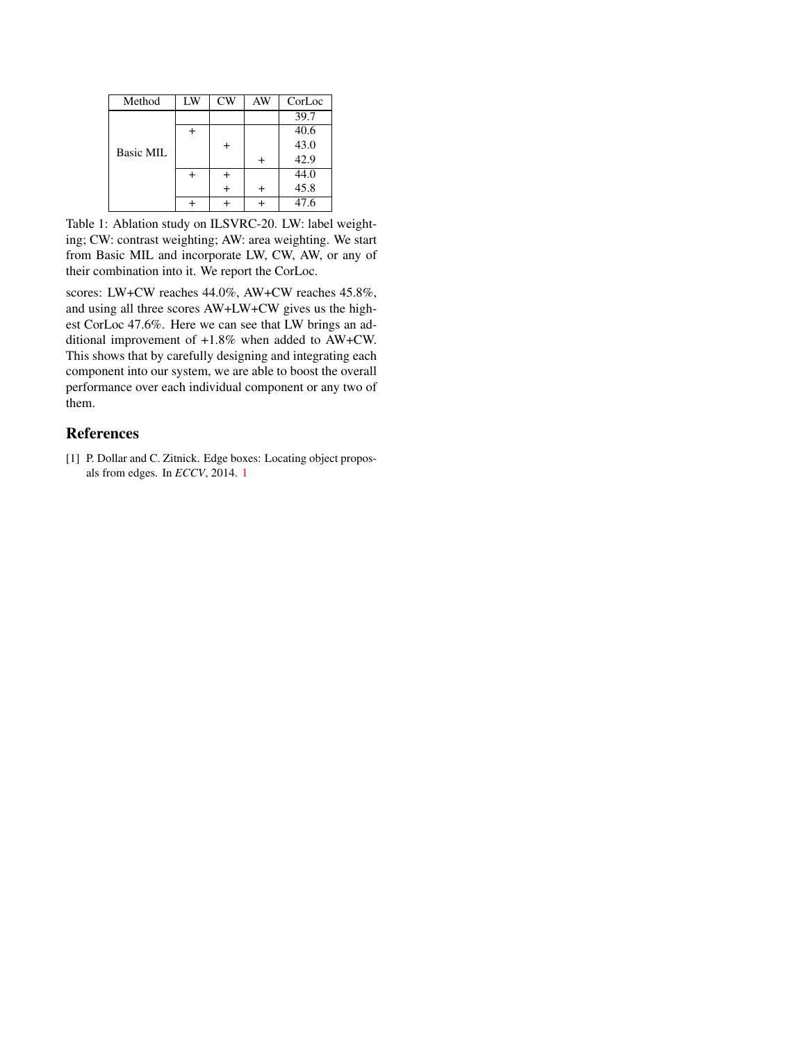| Method | LW | CW | AW | CorLoc |
|---|---|---|---|---|
| Basic MIL | | | | 39.7 |
| | + | | | 40.6 |
| | | + | | 43.0 |
| | | | + | 42.9 |
| | + | + | | 44.0 |
| | | + | + | 45.8 |
| | + | + | + | 47.6 |

Table 1: Ablation study on ILSVRC-20. LW: label weighting; CW: contrast weighting; AW: area weighting. We start from Basic MIL and incorporate LW, CW, AW, or any of their combination into it. We report the CorLoc.

scores: LW+CW reaches 44.0%, AW+CW reaches 45.8%, and using all three scores AW+LW+CW gives us the highest CorLoc 47.6%. Here we can see that LW brings an additional improvement of +1.8% when added to AW+CW. This shows that by carefully designing and integrating each component into our system, we are able to boost the overall performance over each individual component or any two of them.

## References

[1] P. Dollar and C. Zitnick. Edge boxes: Locating object proposals from edges. In *ECCV*, 2014. 1